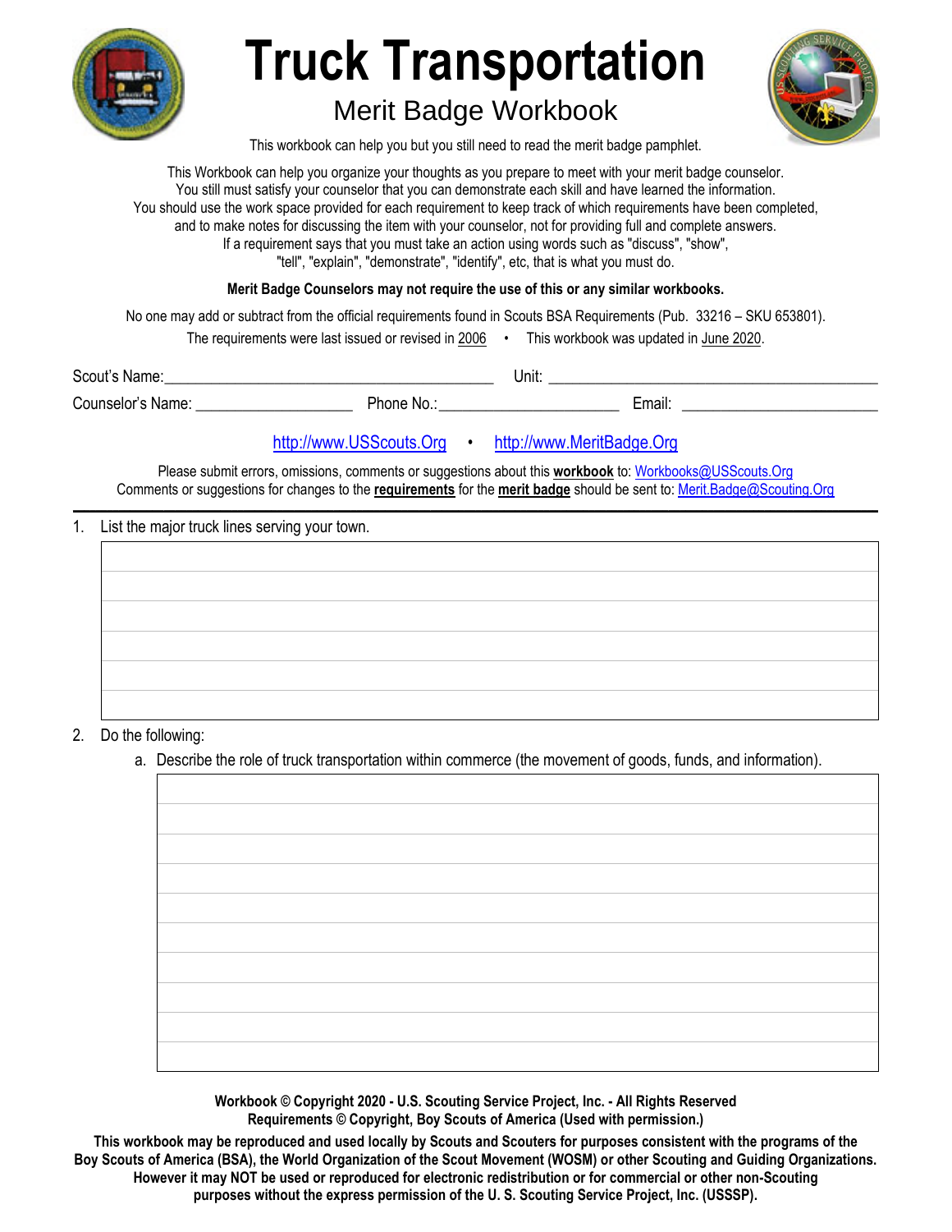# Truck Transportation

## Merit Badge Workbook

This workbook can help you but you still need to read the merit badge pamphlet.

This Workbook can help you organize your thoughts as you prepare to meet with your merit badge counselor. You still must satisfy your counselor that you can demonstrate each skill and have learned the information. You should use the work space provided for each requirement to keep track of which requirements have been completed, and to make notes for discussing the item with your counselor, not for providing full and complete answers. If a requirement says that you must take an action using words such as "discuss", "show", "tell", "explain", "demonstrate", "identify", etc, that is what you must do.

**Merit Badge Counselors may not require the use of this or any similar workbooks.**

No one may add or subtract from the official requirements found in Scouts BSA Requirements (Pub. 33216 – SKU 653801).

The requirements were last issued or revised in 2006 • This workbook was updated in June 2020.

Scout's Name: ________________________ Unit: ________________________

Counselor's Name: ______________ Phone No.: ________________ Email: ________________

http://www.USScouts.Org • http://www.MeritBadge.Org

Please submit errors, omissions, comments or suggestions about this **workbook** to: Workbooks@USScouts.Org
Comments or suggestions for changes to the **requirements** for the **merit badge** should be sent to: Merit.Badge@Scouting.Org

---

1. List the major truck lines serving your town.

2. Do the following:
   a. Describe the role of truck transportation within commerce (the movement of goods, funds, and information).

**Workbook © Copyright 2020 - U.S. Scouting Service Project, Inc. - All Rights Reserved**
**Requirements © Copyright, Boy Scouts of America (Used with permission.)**

**This workbook may be reproduced and used locally by Scouts and Scouters for purposes consistent with the programs of the Boy Scouts of America (BSA), the World Organization of the Scout Movement (WOSM) or other Scouting and Guiding Organizations. However it may NOT be used or reproduced for electronic redistribution or for commercial or other non-Scouting purposes without the express permission of the U. S. Scouting Service Project, Inc. (USSSP).**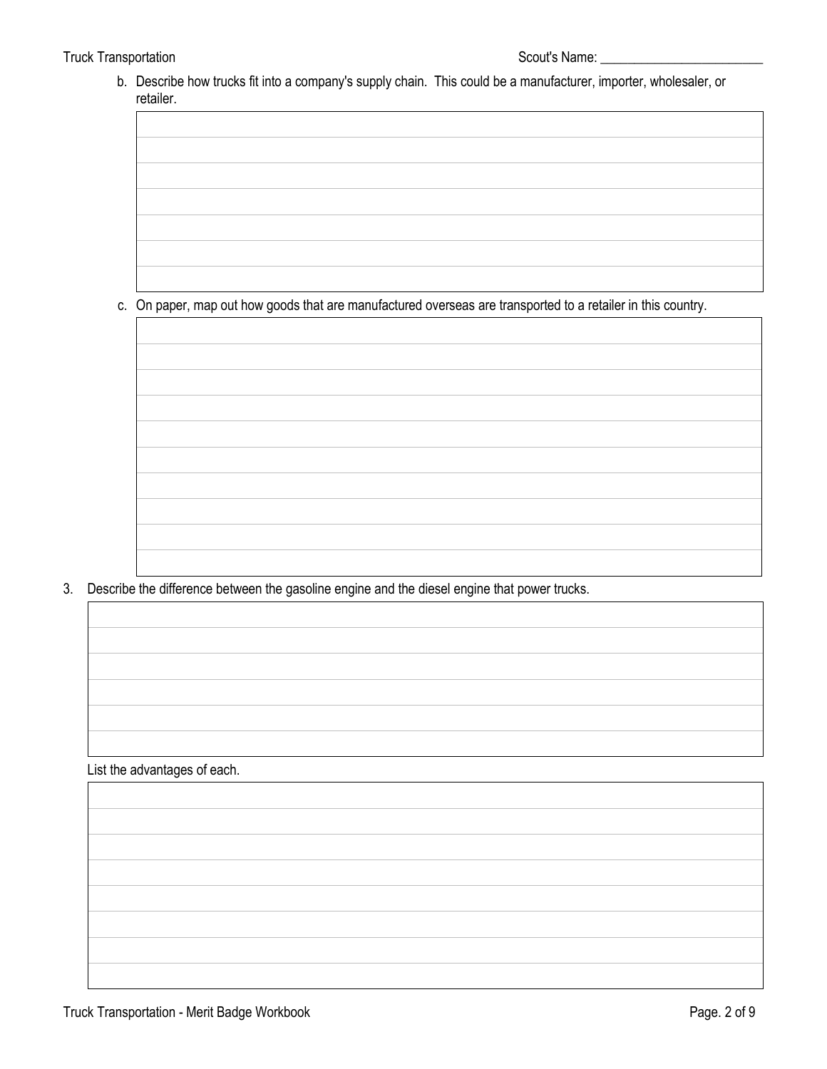b. Describe how trucks fit into a company's supply chain. This could be a manufacturer, importer, wholesaler, or retailer.

c. On paper, map out how goods that are manufactured overseas are transported to a retailer in this country.

3. Describe the difference between the gasoline engine and the diesel engine that power trucks.

   List the advantages of each.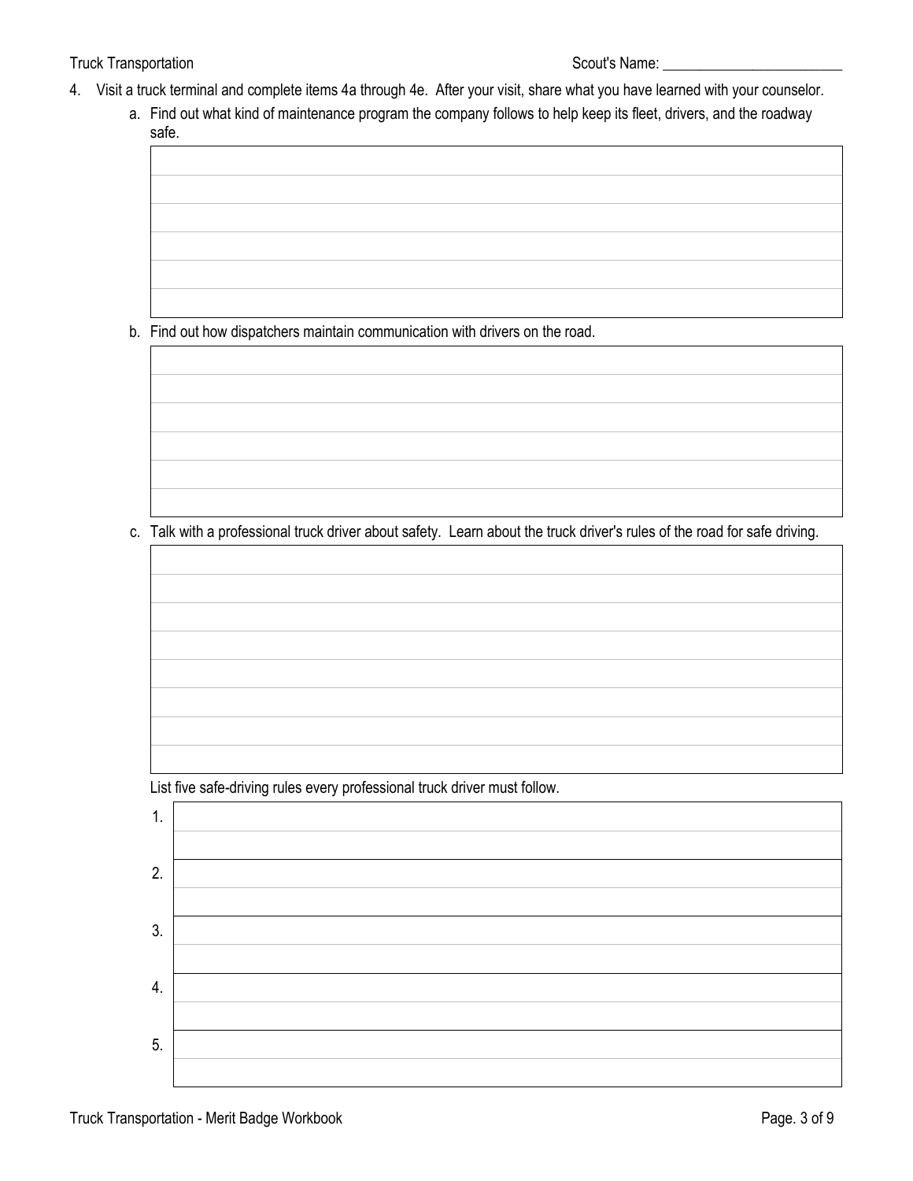4. Visit a truck terminal and complete items 4a through 4e. After your visit, share what you have learned with your counselor.

   a. Find out what kind of maintenance program the company follows to help keep its fleet, drivers, and the roadway safe.

   b. Find out how dispatchers maintain communication with drivers on the road.

   c. Talk with a professional truck driver about safety. Learn about the truck driver's rules of the road for safe driving.

   List five safe-driving rules every professional truck driver must follow.

| | |
|---|---|
| 1. | |
| 2. | |
| 3. | |
| 4. | |
| 5. | |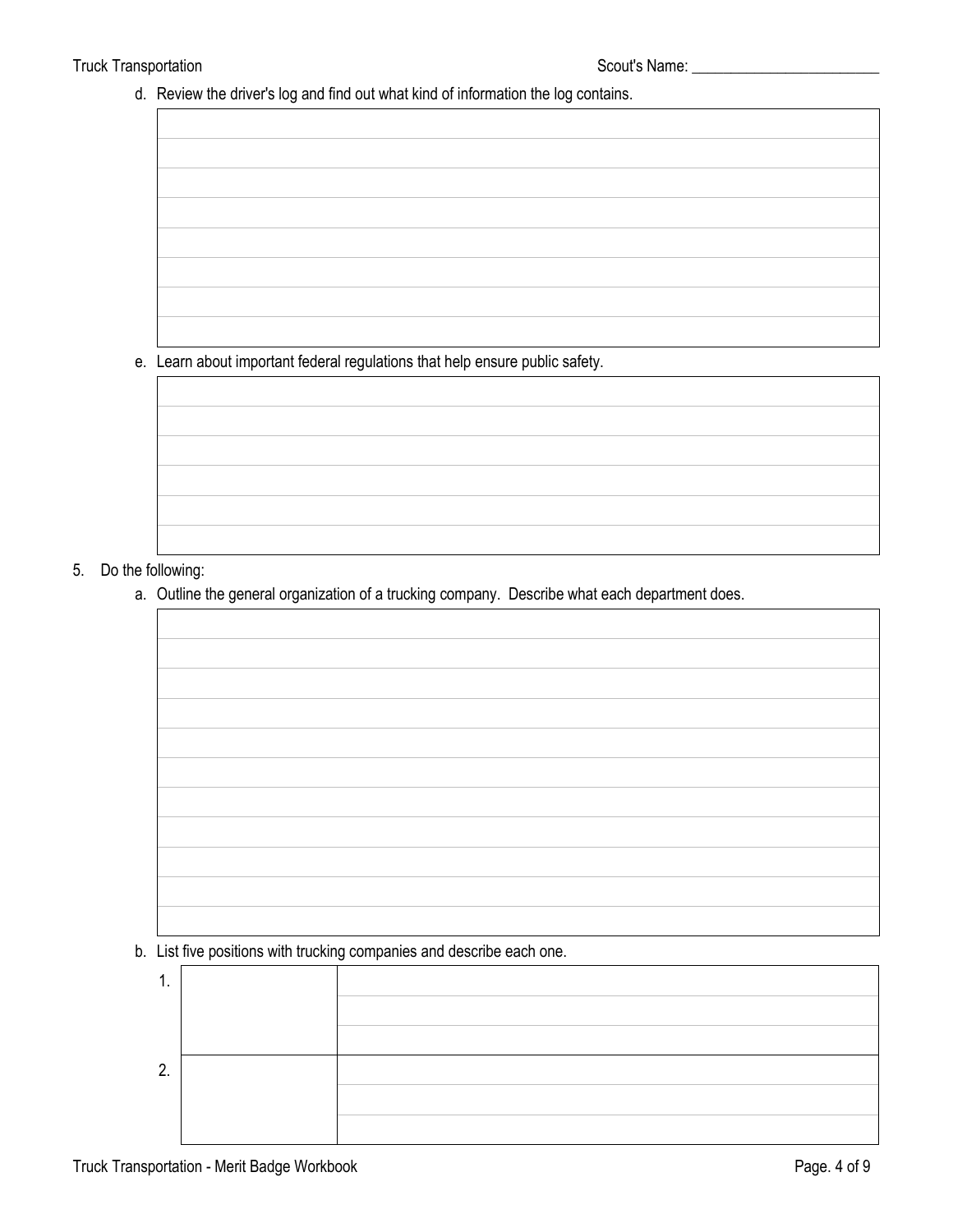d. Review the driver's log and find out what kind of information the log contains.

e. Learn about important federal regulations that help ensure public safety.

5. Do the following:

a. Outline the general organization of a trucking company. Describe what each department does.

b. List five positions with trucking companies and describe each one.

| | | |
|---|---|---|
| 1. | | |
| 2. | | |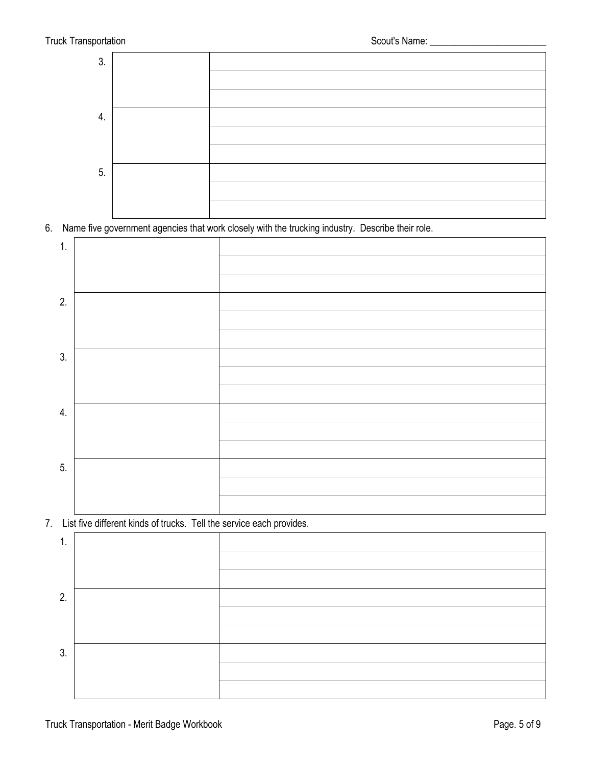| | | |
|---|---|---|
| 3. | | |
| 4. | | |
| 5. | | |

6. Name five government agencies that work closely with the trucking industry. Describe their role.

| | | |
|---|---|---|
| 1. | | |
| 2. | | |
| 3. | | |
| 4. | | |
| 5. | | |

7. List five different kinds of trucks. Tell the service each provides.

| | | |
|---|---|---|
| 1. | | |
| 2. | | |
| 3. | | |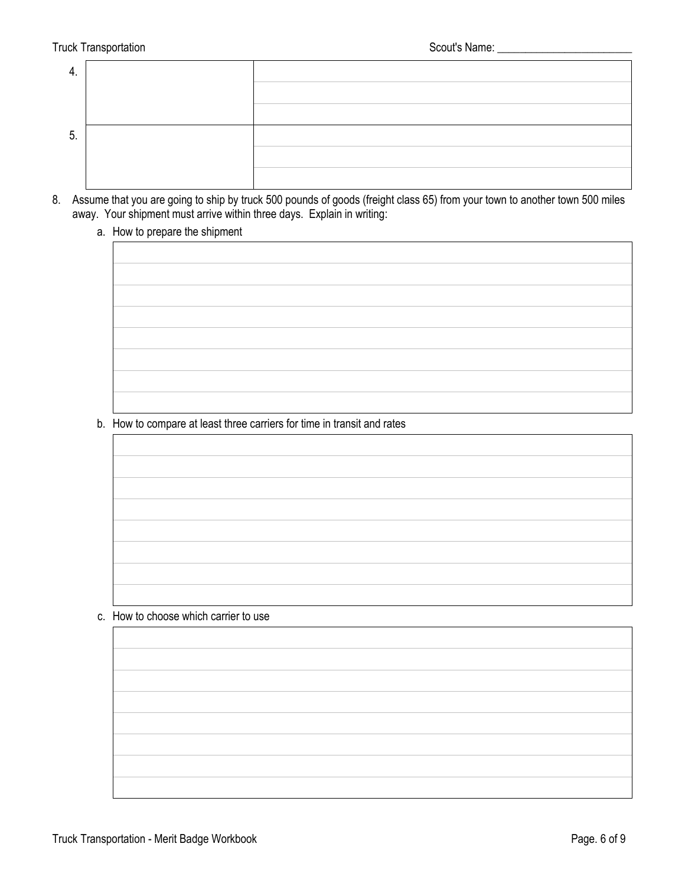| | | |
|---|---|---|
| 4. | | |
| 5. | | |

8. Assume that you are going to ship by truck 500 pounds of goods (freight class 65) from your town to another town 500 miles away. Your shipment must arrive within three days. Explain in writing:

   a. How to prepare the shipment

   | |
   |---|
   | |
   | |
   | |
   | |
   | |
   | |
   | |

   b. How to compare at least three carriers for time in transit and rates

   | |
   |---|
   | |
   | |
   | |
   | |
   | |
   | |
   | |

   c. How to choose which carrier to use

   | |
   |---|
   | |
   | |
   | |
   | |
   | |
   | |
   | |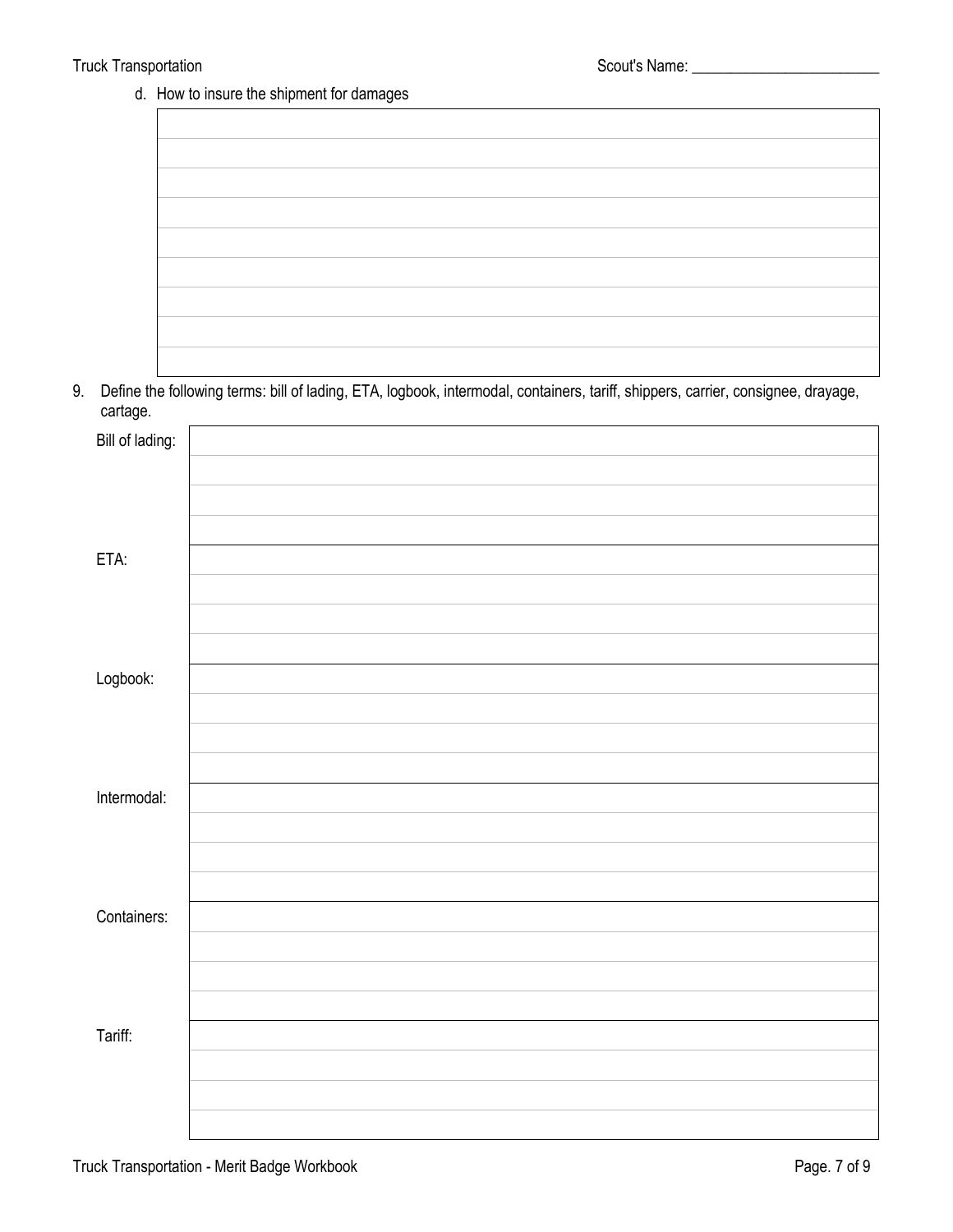d. How to insure the shipment for damages

9. Define the following terms: bill of lading, ETA, logbook, intermodal, containers, tariff, shippers, carrier, consignee, drayage, cartage.

Bill of lading:

ETA:

Logbook:

Intermodal:

Containers:

Tariff: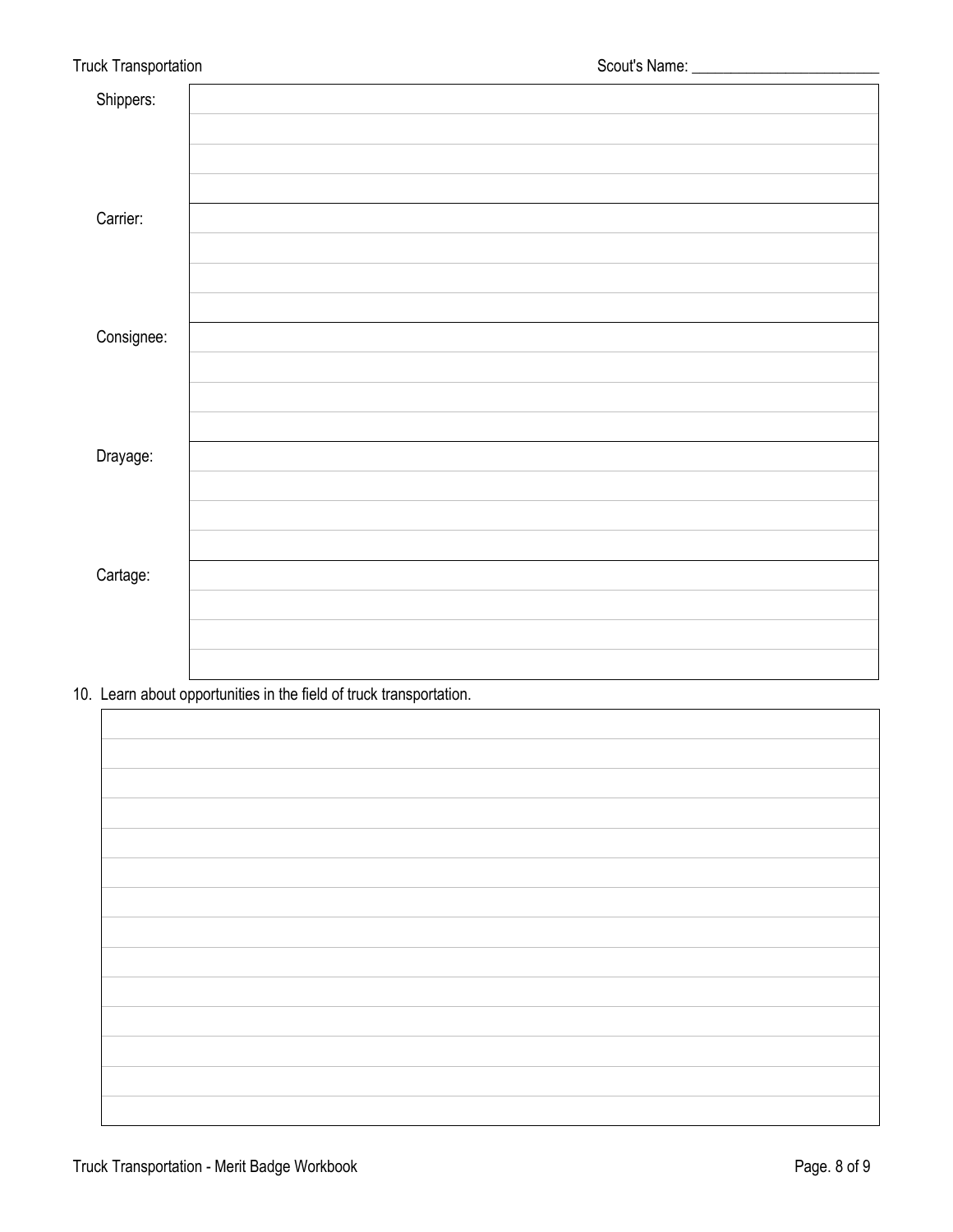| | |
|---|---|
| Shippers: | |
| | |
| | |
| | |
| Carrier: | |
| | |
| | |
| | |
| Consignee: | |
| | |
| | |
| | |
| Drayage: | |
| | |
| | |
| | |
| Cartage: | |
| | |
| | |
| | |

10. Learn about opportunities in the field of truck transportation.

| |
|---|
| |
| |
| |
| |
| |
| |
| |
| |
| |
| |
| |
| |
| |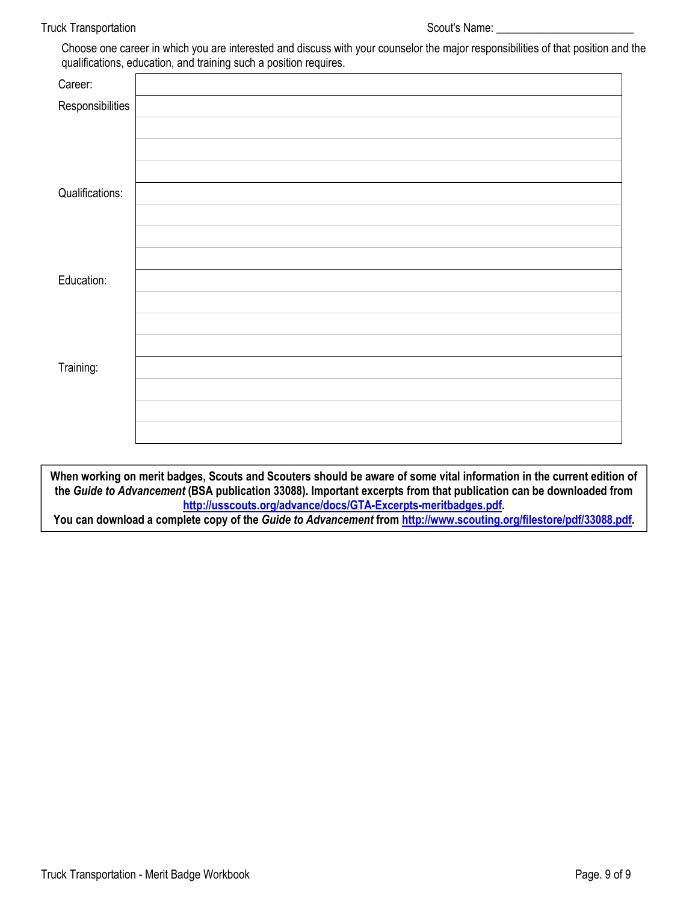Scout's Name: ________________________

Choose one career in which you are interested and discuss with your counselor the major responsibilities of that position and the qualifications, education, and training such a position requires.

| | |
|---|---|
| Career: | |
| Responsibilities | |
| | |
| | |
| | |
| Qualifications: | |
| | |
| | |
| | |
| Education: | |
| | |
| | |
| | |
| Training: | |
| | |
| | |
| | |

**When working on merit badges, Scouts and Scouters should be aware of some vital information in the current edition of the *Guide to Advancement* (BSA publication 33088). Important excerpts from that publication can be downloaded from http://usscouts.org/advance/docs/GTA-Excerpts-meritbadges.pdf.**
**You can download a complete copy of the *Guide to Advancement* from http://www.scouting.org/filestore/pdf/33088.pdf.**